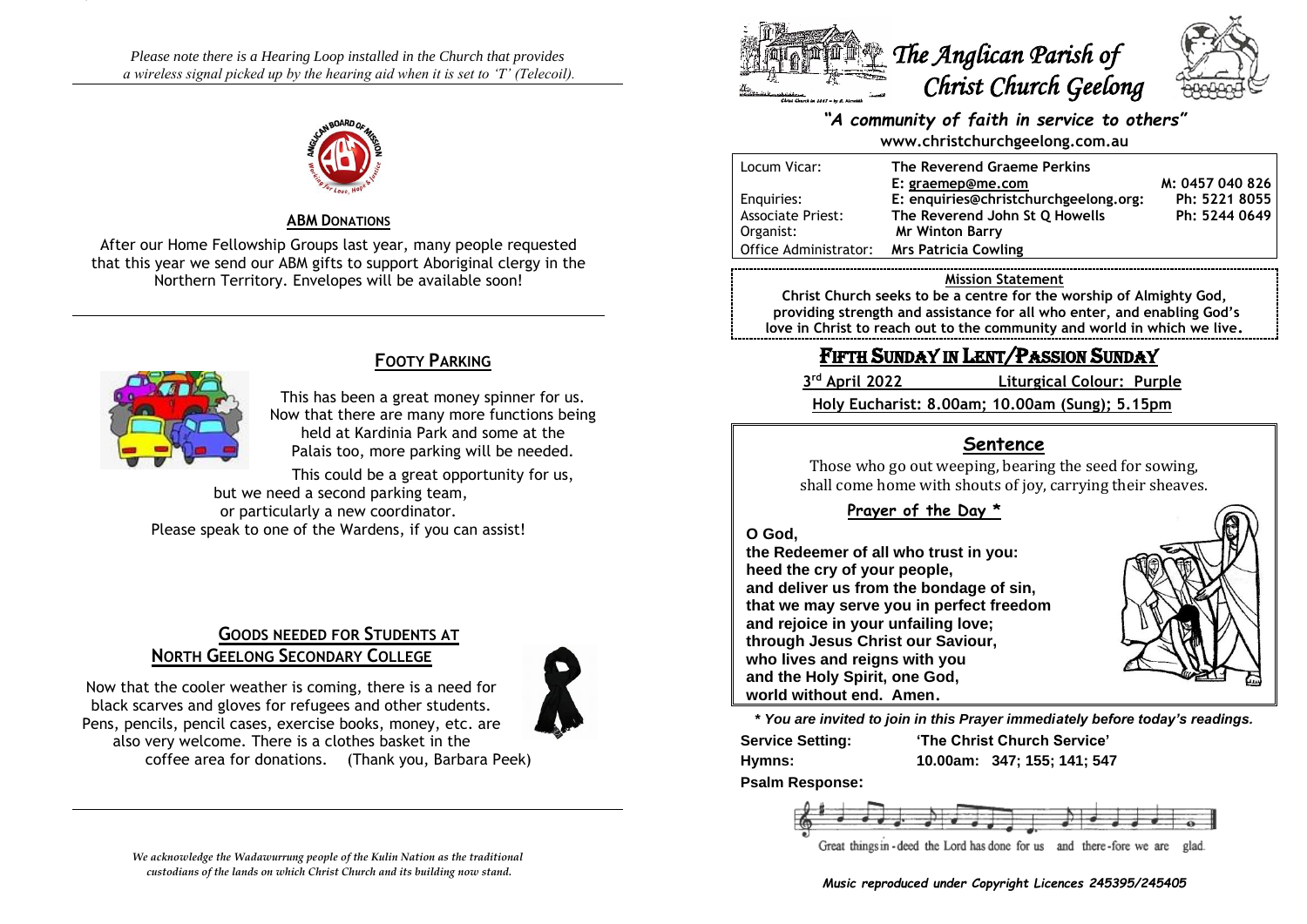*Please note there is a Hearing Loop installed in the Church that provides a wireless signal picked up by the hearing aid when it is set to 'T' (Telecoil).*

## ABM Donations

After our Home Fellowship Groups last year, many people requested that this year we send our ABM gifts to support Aboriginal clergy in the Northern Territory. Envelopes will be available soon!

## Footy Parking

This has been a great money spinner for us. Now that there are many more functions being held at Kardinia Park and some at the Palais too, more parking will be needed.

This could be a great opportunity for us, but we need a second parking team, or particularly a new coordinator. Please speak to one of the Wardens, if you can assist!

## Goods needed for Students at North Geelong Secondary College

Now that the cooler weather is coming, there is a need for black scarves and gloves for refugees and other students. Pens, pencils, pencil cases, exercise books, money, etc. are also very welcome. There is a clothes basket in the coffee area for donations. (Thank you, Barbara Peek)

*We acknowledge the Wadawurrung people of the Kulin Nation as the traditional custodians of the lands on which Christ Church and its building now stand.*

# The Anglican Parish of Christ Church Geelong

*"A community of faith in service to others"*

**www.christchurchgeelong.com.au**

| | | |
|---|---|---|
| Locum Vicar: | **The Reverend Graeme Perkins** | |
| | **E: graemep@me.com** | **M: 0457 040 826** |
| Enquiries: | **E: enquiries@christchurchgeelong.org:** | **Ph: 5221 8055** |
| Associate Priest: | **The Reverend John St Q Howells** | **Ph: 5244 0649** |
| Organist: | **Mr Winton Barry** | |
| Office Administrator: | **Mrs Patricia Cowling** | |

**Mission Statement**

**Christ Church seeks to be a centre for the worship of Almighty God, providing strength and assistance for all who enter, and enabling God's love in Christ to reach out to the community and world in which we live.**

## Fifth Sunday in Lent/Passion Sunday

**3rd April 2022** **Liturgical Colour: Purple**

**Holy Eucharist: 8.00am; 10.00am (Sung); 5.15pm**

## Sentence

Those who go out weeping, bearing the seed for sowing, shall come home with shouts of joy, carrying their sheaves.

### Prayer of the Day *

**O God,**
**the Redeemer of all who trust in you:**
**heed the cry of your people,**
**and deliver us from the bondage of sin,**
**that we may serve you in perfect freedom**
**and rejoice in your unfailing love;**
**through Jesus Christ our Saviour,**
**who lives and reigns with you**
**and the Holy Spirit, one God,**
**world without end. Amen.**

***** You are invited to join in this Prayer immediately before today's readings.***

**Service Setting:** **'The Christ Church Service'**

**Hymns:** **10.00am: 347; 155; 141; 547**

**Psalm Response:**

Great things in-deed the Lord has done for us and there-fore we are glad.

***Music reproduced under Copyright Licences 245395/245405***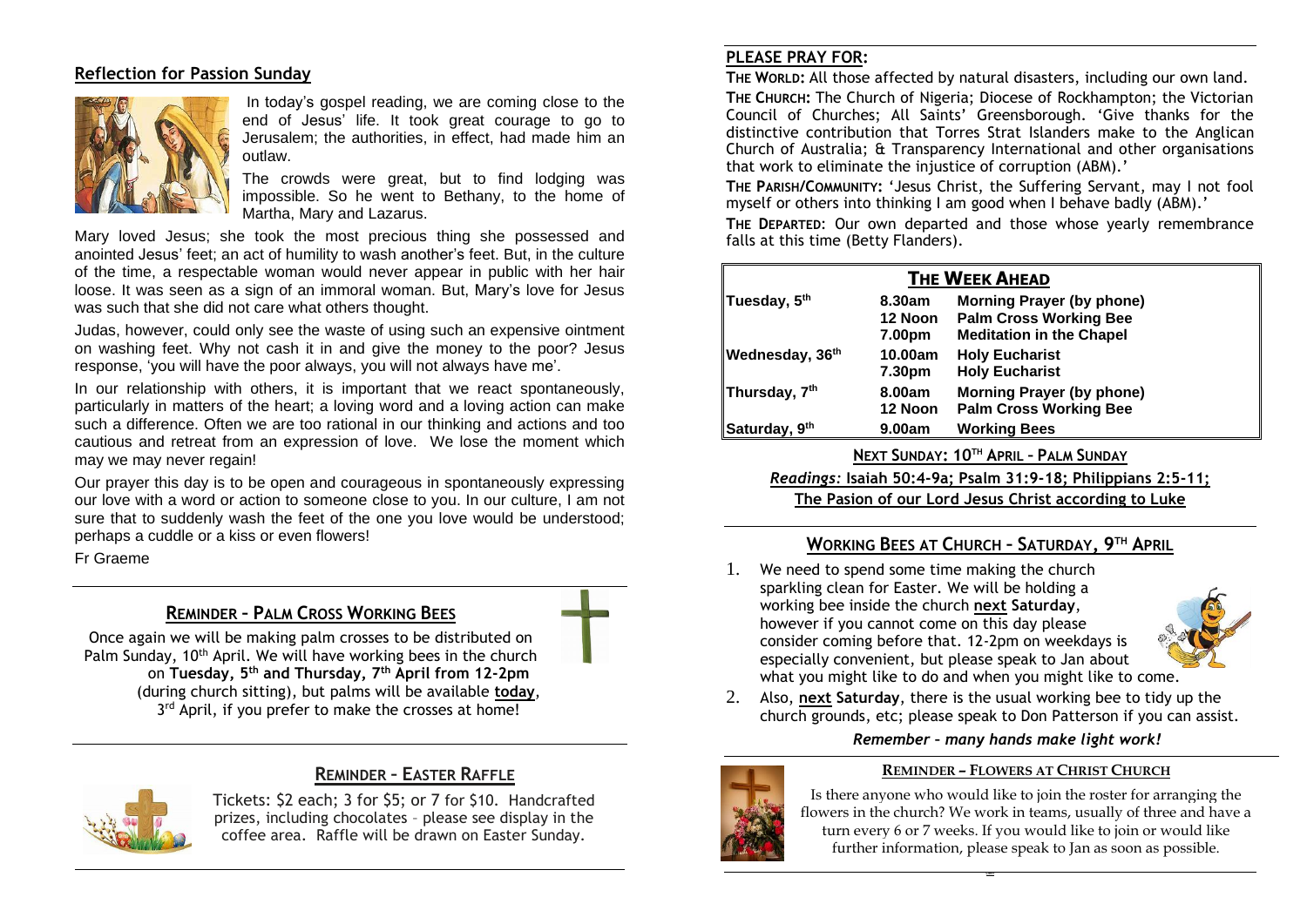## Reflection for Passion Sunday

In today's gospel reading, we are coming close to the end of Jesus' life. It took great courage to go to Jerusalem; the authorities, in effect, had made him an outlaw.

The crowds were great, but to find lodging was impossible. So he went to Bethany, to the home of Martha, Mary and Lazarus.

Mary loved Jesus; she took the most precious thing she possessed and anointed Jesus' feet; an act of humility to wash another's feet. But, in the culture of the time, a respectable woman would never appear in public with her hair loose. It was seen as a sign of an immoral woman. But, Mary's love for Jesus was such that she did not care what others thought.

Judas, however, could only see the waste of using such an expensive ointment on washing feet. Why not cash it in and give the money to the poor? Jesus response, 'you will have the poor always, you will not always have me'.

In our relationship with others, it is important that we react spontaneously, particularly in matters of the heart; a loving word and a loving action can make such a difference. Often we are too rational in our thinking and actions and too cautious and retreat from an expression of love. We lose the moment which may we may never regain!

Our prayer this day is to be open and courageous in spontaneously expressing our love with a word or action to someone close to you. In our culture, I am not sure that to suddenly wash the feet of the one you love would be understood; perhaps a cuddle or a kiss or even flowers!

Fr Graeme

## Reminder – Palm Cross Working Bees

Once again we will be making palm crosses to be distributed on Palm Sunday, 10th April. We will have working bees in the church on **Tuesday, 5th and Thursday, 7th April from 12-2pm** (during church sitting), but palms will be available **today**, 3rd April, if you prefer to make the crosses at home!

## Reminder – Easter Raffle

Tickets: $2 each; 3 for $5; or 7 for $10. Handcrafted prizes, including chocolates – please see display in the coffee area. Raffle will be drawn on Easter Sunday.

## Please Pray For:

**The World:** All those affected by natural disasters, including our own land.

**The Church:** The Church of Nigeria; Diocese of Rockhampton; the Victorian Council of Churches; All Saints' Greensborough. 'Give thanks for the distinctive contribution that Torres Strat Islanders make to the Anglican Church of Australia; & Transparency International and other organisations that work to eliminate the injustice of corruption (ABM).'

**The Parish/Community:** 'Jesus Christ, the Suffering Servant, may I not fool myself or others into thinking I am good when I behave badly (ABM).'

**The Departed:** Our own departed and those whose yearly remembrance falls at this time (Betty Flanders).

## The Week Ahead

| | | |
|---|---|---|
| **Tuesday, 5th** | **8.30am** | **Morning Prayer (by phone)** |
| | **12 Noon** | **Palm Cross Working Bee** |
| | **7.00pm** | **Meditation in the Chapel** |
| **Wednesday, 36th** | **10.00am** | **Holy Eucharist** |
| | **7.30pm** | **Holy Eucharist** |
| **Thursday, 7th** | **8.00am** | **Morning Prayer (by phone)** |
| | **12 Noon** | **Palm Cross Working Bee** |
| **Saturday, 9th** | **9.00am** | **Working Bees** |

**Next Sunday: 10th April – Palm Sunday**

***Readings:* Isaiah 50:4-9a; Psalm 31:9-18; Philippians 2:5-11; The Pasion of our Lord Jesus Christ according to Luke**

## Working Bees at Church – Saturday, 9th April

1. We need to spend some time making the church sparkling clean for Easter. We will be holding a working bee inside the church **next Saturday**, however if you cannot come on this day please consider coming before that. 12-2pm on weekdays is especially convenient, but please speak to Jan about what you might like to do and when you might like to come.
2. Also, **next Saturday**, there is the usual working bee to tidy up the church grounds, etc; please speak to Don Patterson if you can assist.

*Remember – many hands make light work!*

## Reminder – Flowers at Christ Church

Is there anyone who would like to join the roster for arranging the flowers in the church? We work in teams, usually of three and have a turn every 6 or 7 weeks. If you would like to join or would like further information, please speak to Jan as soon as possible.